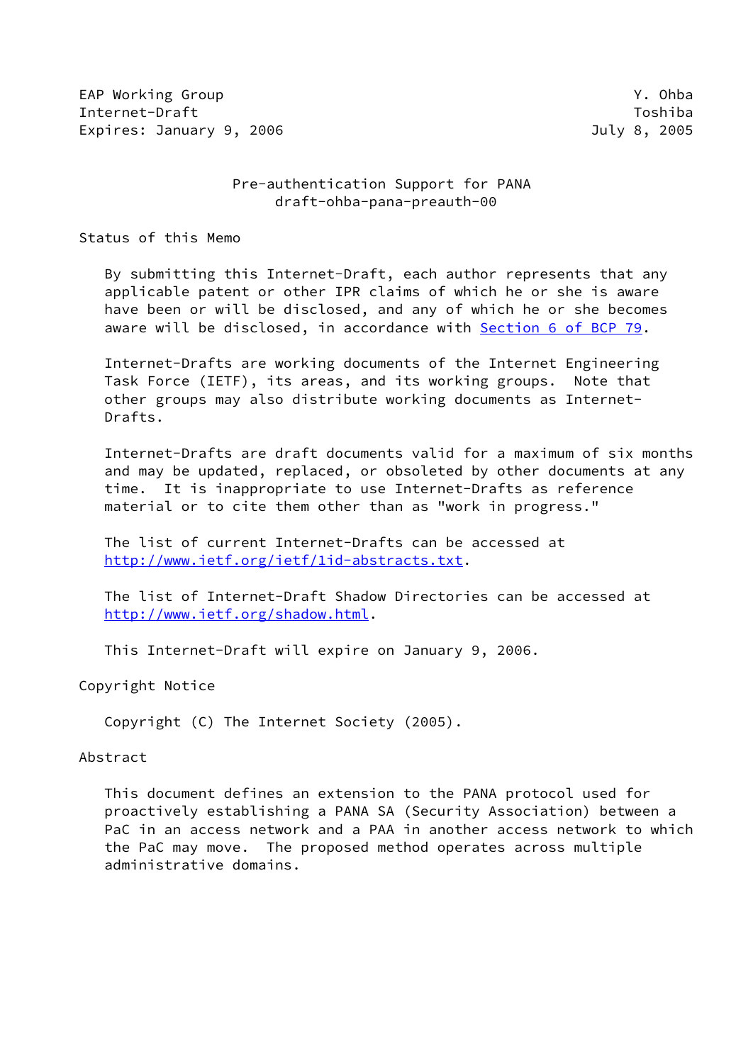EAP Working Group Y. Ohba
Internet-Draft Toshiba
Expires: January 9, 2006 July 8, 2005

# Pre-authentication Support for PANA
draft-ohba-pana-preauth-00

## Status of this Memo

By submitting this Internet-Draft, each author represents that any applicable patent or other IPR claims of which he or she is aware have been or will be disclosed, and any of which he or she becomes aware will be disclosed, in accordance with Section 6 of BCP 79.

Internet-Drafts are working documents of the Internet Engineering Task Force (IETF), its areas, and its working groups. Note that other groups may also distribute working documents as Internet-Drafts.

Internet-Drafts are draft documents valid for a maximum of six months and may be updated, replaced, or obsoleted by other documents at any time. It is inappropriate to use Internet-Drafts as reference material or to cite them other than as "work in progress."

The list of current Internet-Drafts can be accessed at http://www.ietf.org/ietf/1id-abstracts.txt.

The list of Internet-Draft Shadow Directories can be accessed at http://www.ietf.org/shadow.html.

This Internet-Draft will expire on January 9, 2006.

## Copyright Notice

Copyright (C) The Internet Society (2005).

## Abstract

This document defines an extension to the PANA protocol used for proactively establishing a PANA SA (Security Association) between a PaC in an access network and a PAA in another access network to which the PaC may move. The proposed method operates across multiple administrative domains.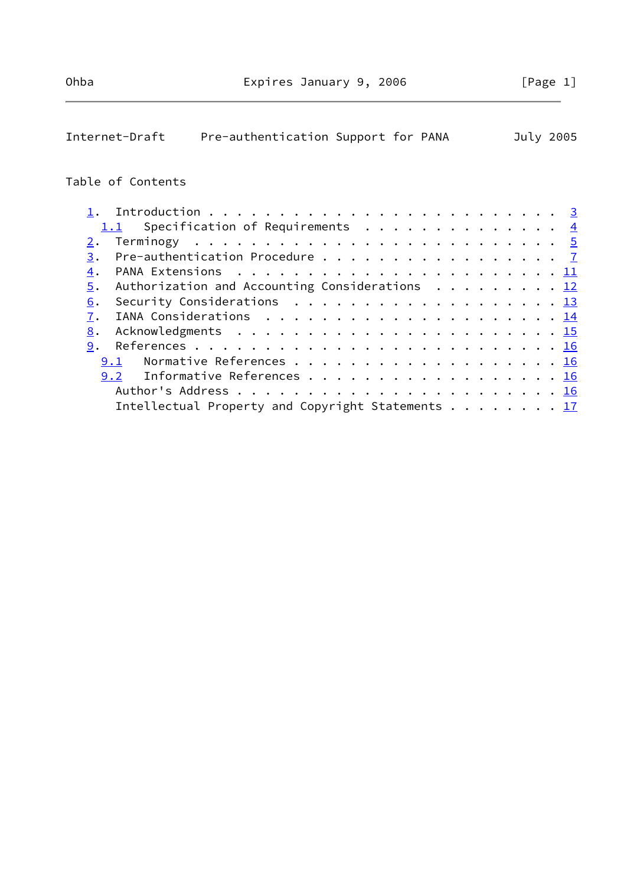## Table of Contents

```
   1.  Introduction . . . . . . . . . . . . . . . . . . . . . . . . .  3
     1.1   Specification of Requirements  . . . . . . . . . . . . . .  4
   2.  Terminology  . . . . . . . . . . . . . . . . . . . . . . . . .  5
   3.  Pre-authentication Procedure . . . . . . . . . . . . . . . . .  7
   4.  PANA Extensions  . . . . . . . . . . . . . . . . . . . . . . . 11
   5.  Authorization and Accounting Considerations  . . . . . . . . . 12
   6.  Security Considerations  . . . . . . . . . . . . . . . . . . . 13
   7.  IANA Considerations  . . . . . . . . . . . . . . . . . . . . . 14
   8.  Acknowledgments  . . . . . . . . . . . . . . . . . . . . . . . 15
   9.  References . . . . . . . . . . . . . . . . . . . . . . . . . . 16
     9.1   Normative References . . . . . . . . . . . . . . . . . . . 16
     9.2   Informative References . . . . . . . . . . . . . . . . . . 16
       Author's Address . . . . . . . . . . . . . . . . . . . . . . . 16
       Intellectual Property and Copyright Statements . . . . . . . . 17
```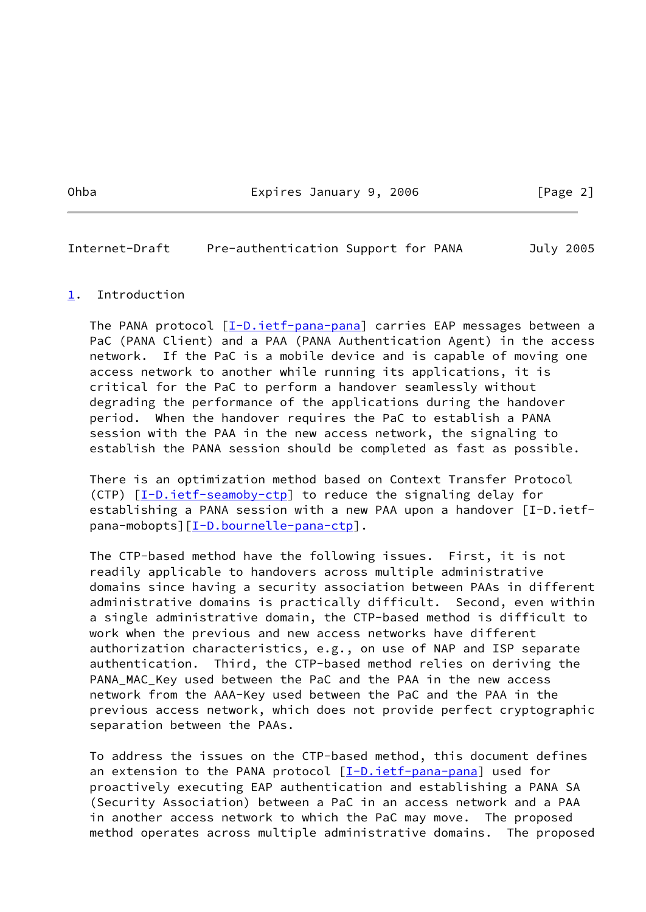## 1. Introduction

The PANA protocol [I-D.ietf-pana-pana] carries EAP messages between a PaC (PANA Client) and a PAA (PANA Authentication Agent) in the access network. If the PaC is a mobile device and is capable of moving one access network to another while running its applications, it is critical for the PaC to perform a handover seamlessly without degrading the performance of the applications during the handover period. When the handover requires the PaC to establish a PANA session with the PAA in the new access network, the signaling to establish the PANA session should be completed as fast as possible.

There is an optimization method based on Context Transfer Protocol (CTP) [I-D.ietf-seamoby-ctp] to reduce the signaling delay for establishing a PANA session with a new PAA upon a handover [I-D.ietf-pana-mobopts][I-D.bournelle-pana-ctp].

The CTP-based method have the following issues. First, it is not readily applicable to handovers across multiple administrative domains since having a security association between PAAs in different administrative domains is practically difficult. Second, even within a single administrative domain, the CTP-based method is difficult to work when the previous and new access networks have different authorization characteristics, e.g., on use of NAP and ISP separate authentication. Third, the CTP-based method relies on deriving the PANA_MAC_Key used between the PaC and the PAA in the new access network from the AAA-Key used between the PaC and the PAA in the previous access network, which does not provide perfect cryptographic separation between the PAAs.

To address the issues on the CTP-based method, this document defines an extension to the PANA protocol [I-D.ietf-pana-pana] used for proactively executing EAP authentication and establishing a PANA SA (Security Association) between a PaC in an access network and a PAA in another access network to which the PaC may move. The proposed method operates across multiple administrative domains. The proposed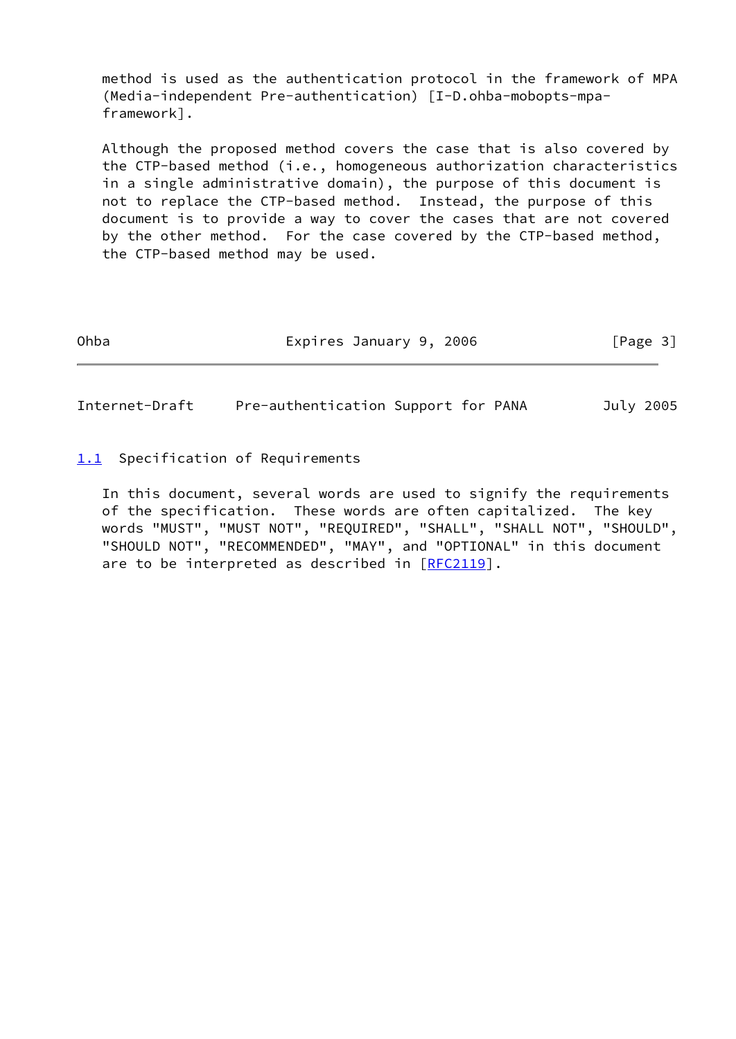method is used as the authentication protocol in the framework of MPA (Media-independent Pre-authentication) [I-D.ohba-mobopts-mpa-framework].

Although the proposed method covers the case that is also covered by the CTP-based method (i.e., homogeneous authorization characteristics in a single administrative domain), the purpose of this document is not to replace the CTP-based method. Instead, the purpose of this document is to provide a way to cover the cases that are not covered by the other method. For the case covered by the CTP-based method, the CTP-based method may be used.

### 1.1 Specification of Requirements

In this document, several words are used to signify the requirements of the specification. These words are often capitalized. The key words "MUST", "MUST NOT", "REQUIRED", "SHALL", "SHALL NOT", "SHOULD", "SHOULD NOT", "RECOMMENDED", "MAY", and "OPTIONAL" in this document are to be interpreted as described in [RFC2119].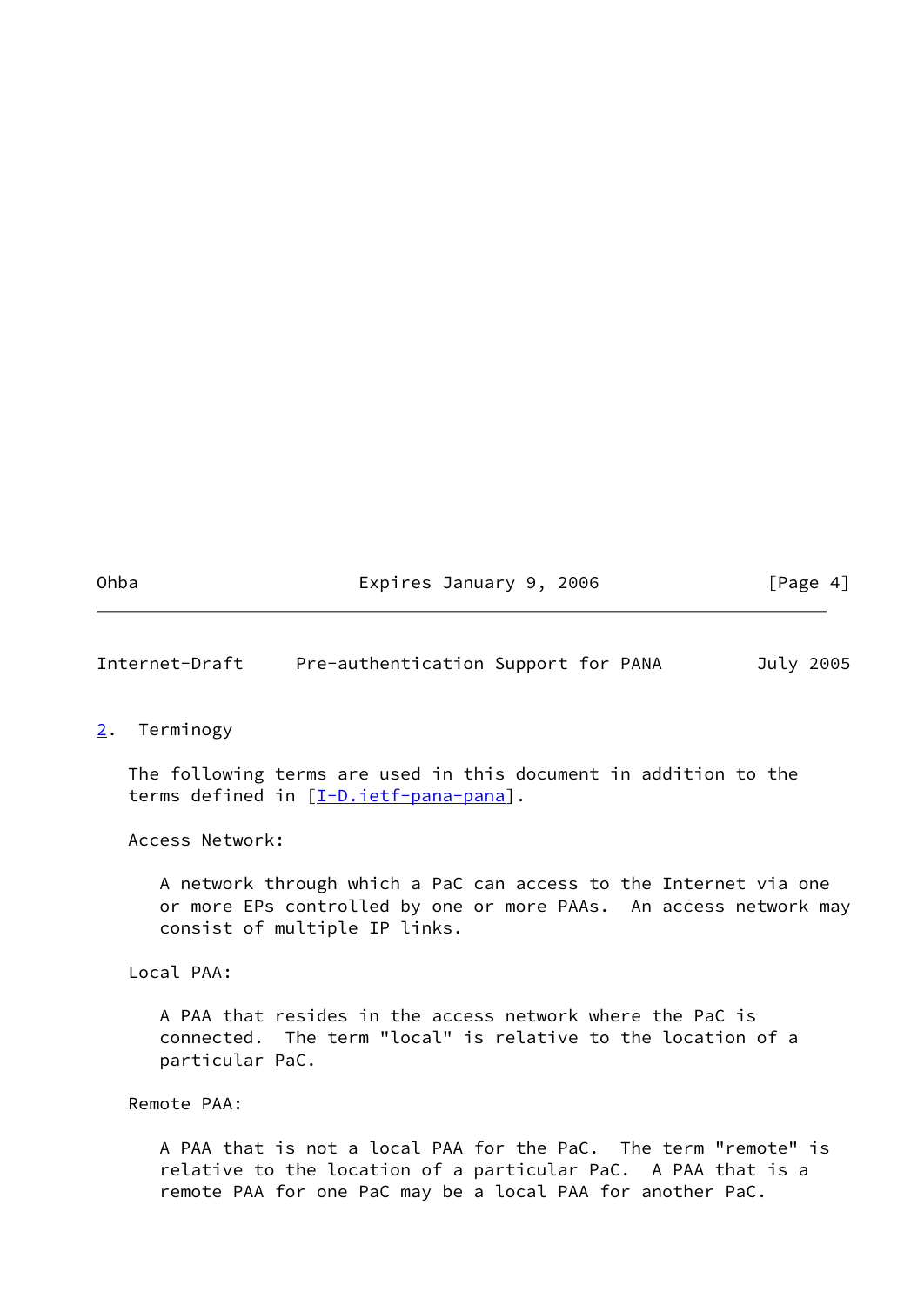## 2. Terminogy

The following terms are used in this document in addition to the terms defined in [I-D.ietf-pana-pana].

Access Network:

A network through which a PaC can access to the Internet via one or more EPs controlled by one or more PAAs. An access network may consist of multiple IP links.

Local PAA:

A PAA that resides in the access network where the PaC is connected. The term "local" is relative to the location of a particular PaC.

Remote PAA:

A PAA that is not a local PAA for the PaC. The term "remote" is relative to the location of a particular PaC. A PAA that is a remote PAA for one PaC may be a local PAA for another PaC.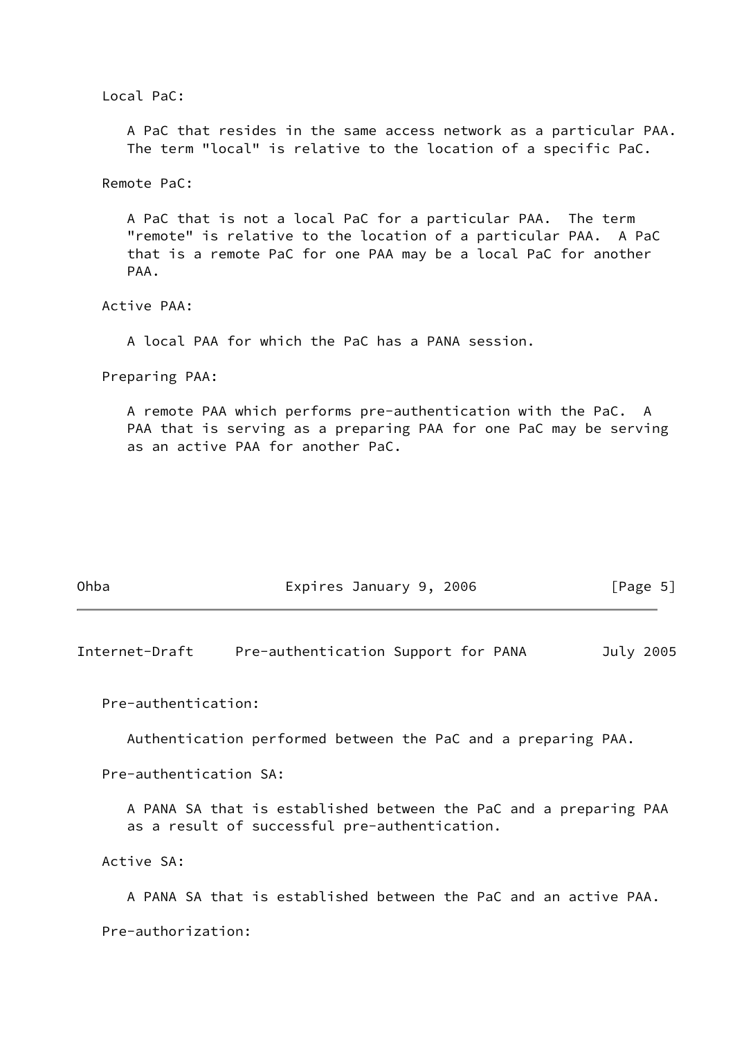Local PaC:

A PaC that resides in the same access network as a particular PAA. The term "local" is relative to the location of a specific PaC.

Remote PaC:

A PaC that is not a local PaC for a particular PAA. The term "remote" is relative to the location of a particular PAA. A PaC that is a remote PaC for one PAA may be a local PaC for another PAA.

Active PAA:

A local PAA for which the PaC has a PANA session.

Preparing PAA:

A remote PAA which performs pre-authentication with the PaC. A PAA that is serving as a preparing PAA for one PaC may be serving as an active PAA for another PaC.

Pre-authentication:

Authentication performed between the PaC and a preparing PAA.

Pre-authentication SA:

A PANA SA that is established between the PaC and a preparing PAA as a result of successful pre-authentication.

Active SA:

A PANA SA that is established between the PaC and an active PAA.

Pre-authorization: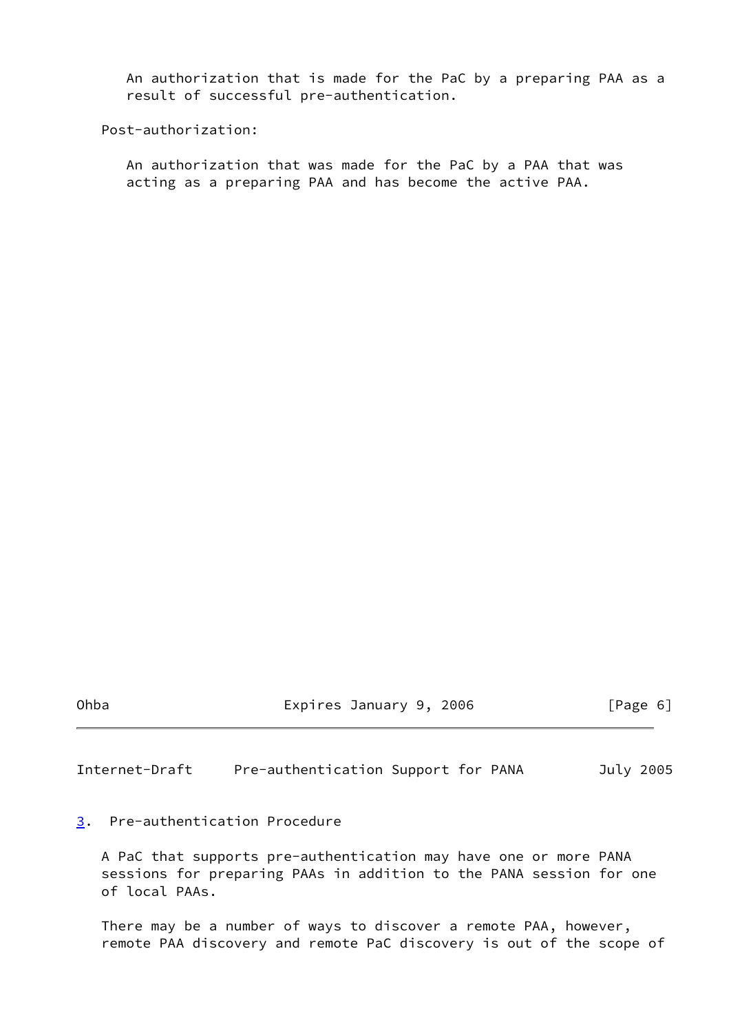An authorization that is made for the PaC by a preparing PAA as a result of successful pre-authentication.

Post-authorization:

An authorization that was made for the PaC by a PAA that was acting as a preparing PAA and has become the active PAA.

## 3. Pre-authentication Procedure

A PaC that supports pre-authentication may have one or more PANA sessions for preparing PAAs in addition to the PANA session for one of local PAAs.

There may be a number of ways to discover a remote PAA, however, remote PAA discovery and remote PaC discovery is out of the scope of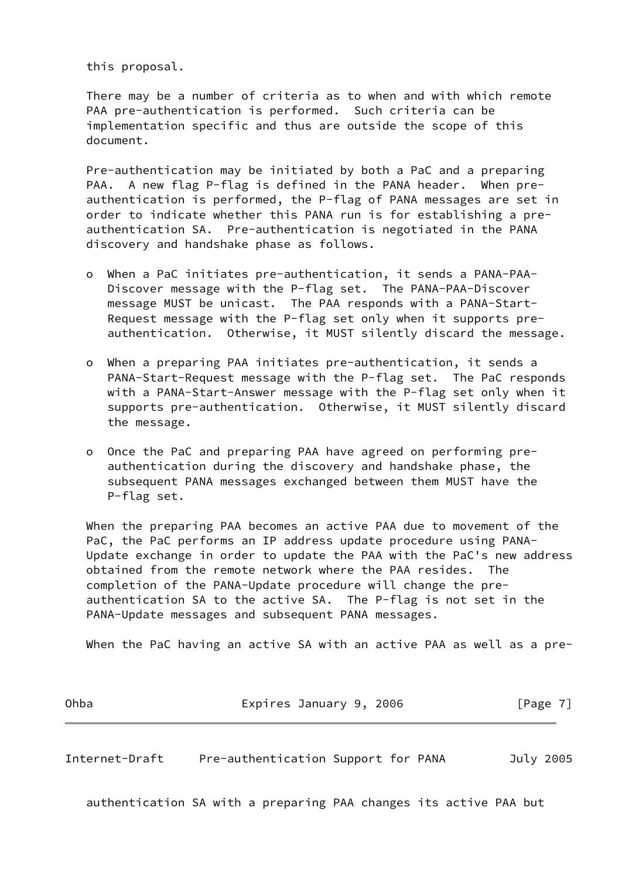this proposal.

There may be a number of criteria as to when and with which remote PAA pre-authentication is performed. Such criteria can be implementation specific and thus are outside the scope of this document.

Pre-authentication may be initiated by both a PaC and a preparing PAA. A new flag P-flag is defined in the PANA header. When pre-authentication is performed, the P-flag of PANA messages are set in order to indicate whether this PANA run is for establishing a pre-authentication SA. Pre-authentication is negotiated in the PANA discovery and handshake phase as follows.

- When a PaC initiates pre-authentication, it sends a PANA-PAA-Discover message with the P-flag set. The PANA-PAA-Discover message MUST be unicast. The PAA responds with a PANA-Start-Request message with the P-flag set only when it supports pre-authentication. Otherwise, it MUST silently discard the message.

- When a preparing PAA initiates pre-authentication, it sends a PANA-Start-Request message with the P-flag set. The PaC responds with a PANA-Start-Answer message with the P-flag set only when it supports pre-authentication. Otherwise, it MUST silently discard the message.

- Once the PaC and preparing PAA have agreed on performing pre-authentication during the discovery and handshake phase, the subsequent PANA messages exchanged between them MUST have the P-flag set.

When the preparing PAA becomes an active PAA due to movement of the PaC, the PaC performs an IP address update procedure using PANA-Update exchange in order to update the PAA with the PaC's new address obtained from the remote network where the PAA resides. The completion of the PANA-Update procedure will change the pre-authentication SA to the active SA. The P-flag is not set in the PANA-Update messages and subsequent PANA messages.

When the PaC having an active SA with an active PAA as well as a pre-authentication SA with a preparing PAA changes its active PAA but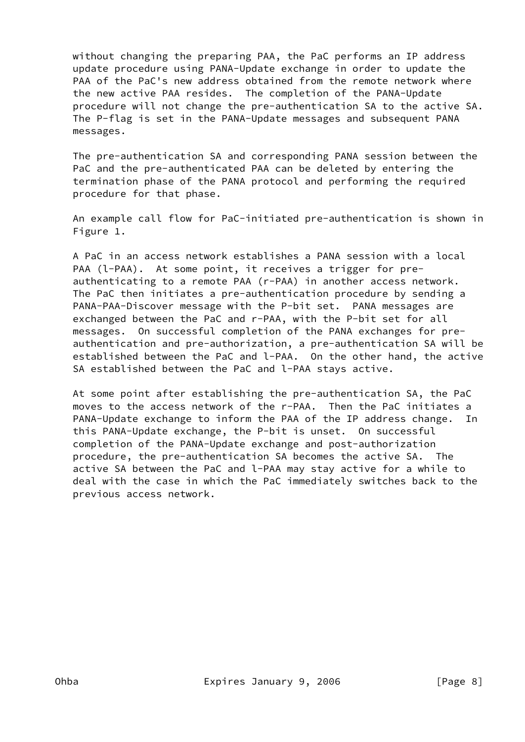without changing the preparing PAA, the PaC performs an IP address update procedure using PANA-Update exchange in order to update the PAA of the PaC's new address obtained from the remote network where the new active PAA resides. The completion of the PANA-Update procedure will not change the pre-authentication SA to the active SA. The P-flag is set in the PANA-Update messages and subsequent PANA messages.

The pre-authentication SA and corresponding PANA session between the PaC and the pre-authenticated PAA can be deleted by entering the termination phase of the PANA protocol and performing the required procedure for that phase.

An example call flow for PaC-initiated pre-authentication is shown in Figure 1.

A PaC in an access network establishes a PANA session with a local PAA (l-PAA). At some point, it receives a trigger for pre-authenticating to a remote PAA (r-PAA) in another access network. The PaC then initiates a pre-authentication procedure by sending a PANA-PAA-Discover message with the P-bit set. PANA messages are exchanged between the PaC and r-PAA, with the P-bit set for all messages. On successful completion of the PANA exchanges for pre-authentication and pre-authorization, a pre-authentication SA will be established between the PaC and l-PAA. On the other hand, the active SA established between the PaC and l-PAA stays active.

At some point after establishing the pre-authentication SA, the PaC moves to the access network of the r-PAA. Then the PaC initiates a PANA-Update exchange to inform the PAA of the IP address change. In this PANA-Update exchange, the P-bit is unset. On successful completion of the PANA-Update exchange and post-authorization procedure, the pre-authentication SA becomes the active SA. The active SA between the PaC and l-PAA may stay active for a while to deal with the case in which the PaC immediately switches back to the previous access network.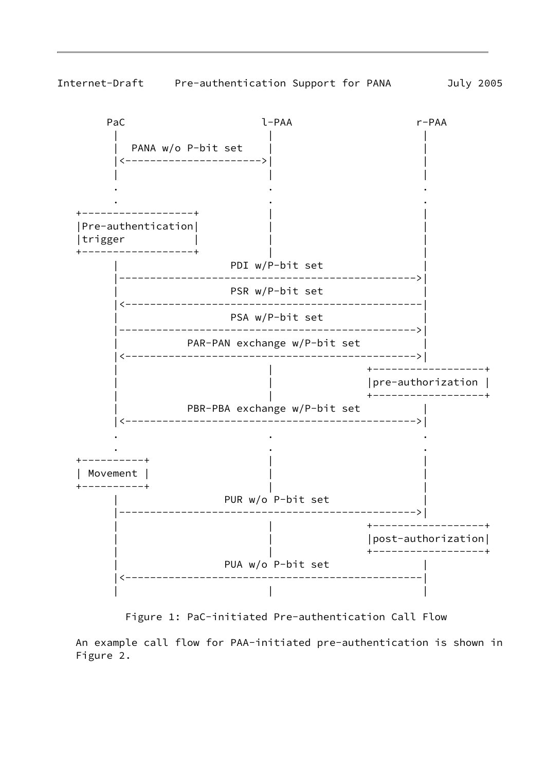```
      PaC                      l-PAA                  r-PAA
       |                         |                      |
       |  PANA w/o P-bit set     |                      |
       |<----------------------->|                      |
       |                         |                      |
       .                         .                      .
       .                         .                      .
   +------------------+          |                      |
   |Pre-authentication|          |                      |
   |trigger           |          |                      |
   +------------------+          |                      |
       |                PDI w/P-bit set                 |
       |----------------------------------------------->|
       |                PSR w/P-bit set                 |
       |<-----------------------------------------------|
       |                PSA w/P-bit set                 |
       |----------------------------------------------->|
       |           PAR-PAN exchange w/P-bit set         |
       |<---------------------------------------------->|
       |                         |             +------------------+
       |                         |             |pre-authorization |
       |                         |             +------------------+
       |           PBR-PBA exchange w/P-bit set         |
       |<---------------------------------------------->|
       .                         .                      .
       .                         .                      .
   +----------+                  |                      |
   | Movement |                  |                      |
   +----------+                  |                      |
       |               PUR w/o P-bit set                |
       |----------------------------------------------->|
       |                         |             +------------------+
       |                         |             |post-authorization|
       |                         |             +------------------+
       |               PUA w/o P-bit set                |
       |<-----------------------------------------------|
       |                         |                      |
```

Figure 1: PaC-initiated Pre-authentication Call Flow

An example call flow for PAA-initiated pre-authentication is shown in Figure 2.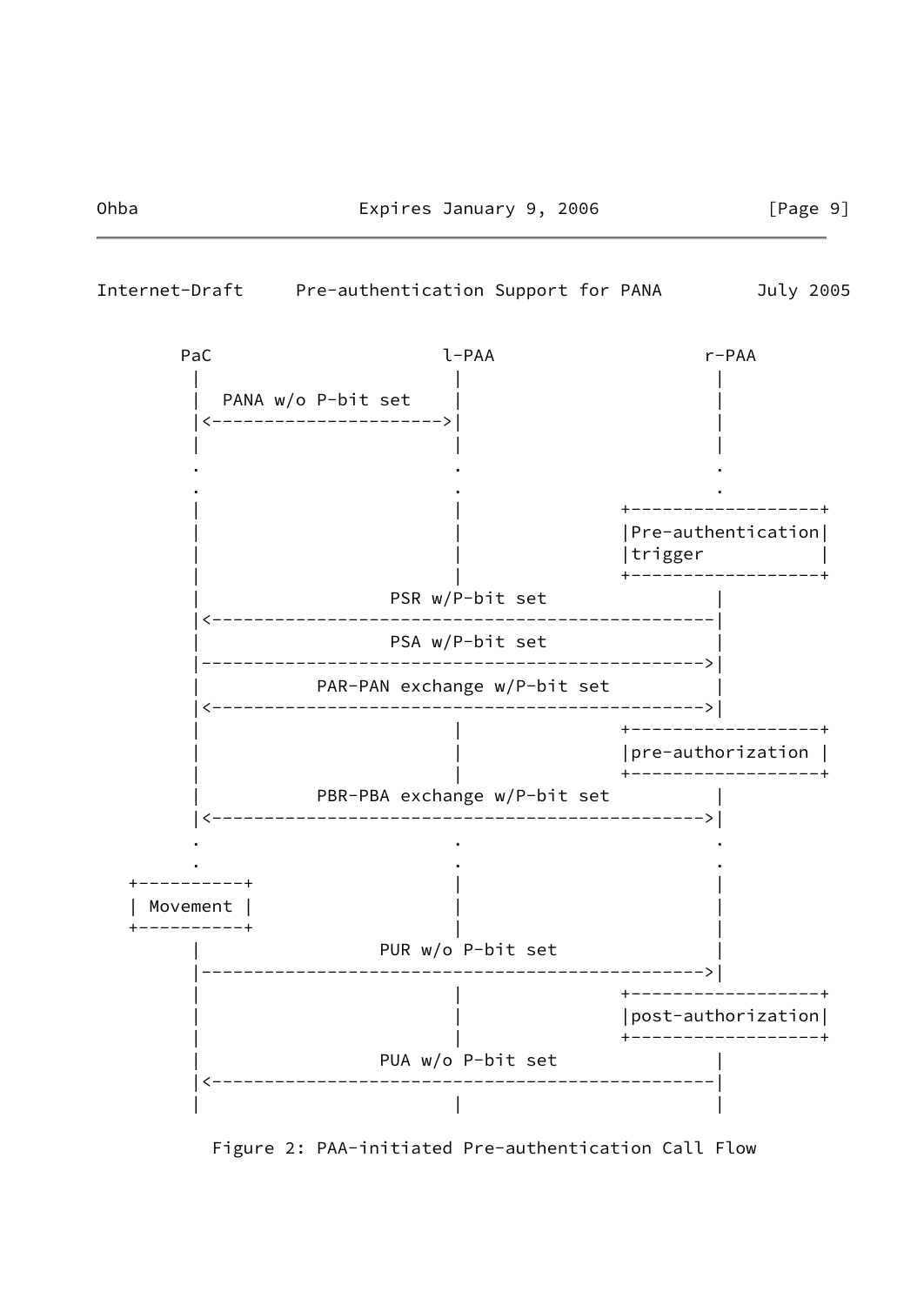```
      PaC                     l-PAA                 r-PAA
       |                        |                     |
       |  PANA w/o P-bit set    |                     |
       |<---------------------->|                     |
       |                        |                     |
       .                        .                     .
       .                        .                     .
       |                        |            +------------------+
       |                        |            |Pre-authentication|
       |                        |            |trigger           |
       |                        |            +------------------+
       |               PSR w/P-bit set                |
       |<---------------------------------------------|
       |               PSA w/P-bit set                |
       |--------------------------------------------->|
       |          PAR-PAN exchange w/P-bit set        |
       |<-------------------------------------------->|
       |                        |            +------------------+
       |                        |            |pre-authorization |
       |                        |            +------------------+
       |          PBR-PBA exchange w/P-bit set        |
       |<-------------------------------------------->|
       .                        .                     .
       .                        .                     .
  +----------+                  |                     |
  | Movement |                  |                     |
  +----------+                  |                     |
       |               PUR w/o P-bit set              |
       |--------------------------------------------->|
       |                        |            +------------------+
       |                        |            |post-authorization|
       |                        |            +------------------+
       |               PUA w/o P-bit set              |
       |<---------------------------------------------|
       |                        |                     |
```

Figure 2: PAA-initiated Pre-authentication Call Flow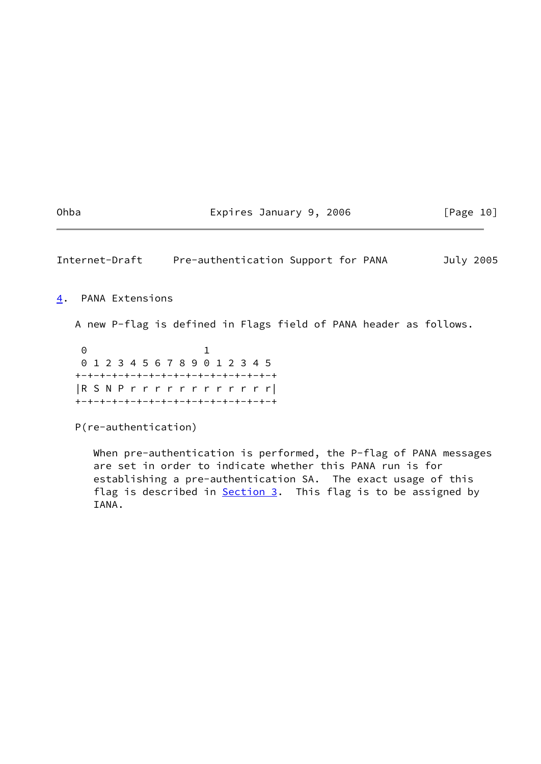## 4. PANA Extensions

A new P-flag is defined in Flags field of PANA header as follows.

```
 0                   1
 0 1 2 3 4 5 6 7 8 9 0 1 2 3 4 5
+-+-+-+-+-+-+-+-+-+-+-+-+-+-+-+-+
|R S N P r r r r r r r r r r r r|
+-+-+-+-+-+-+-+-+-+-+-+-+-+-+-+-+
```

P(re-authentication)

When pre-authentication is performed, the P-flag of PANA messages are set in order to indicate whether this PANA run is for establishing a pre-authentication SA. The exact usage of this flag is described in Section 3. This flag is to be assigned by IANA.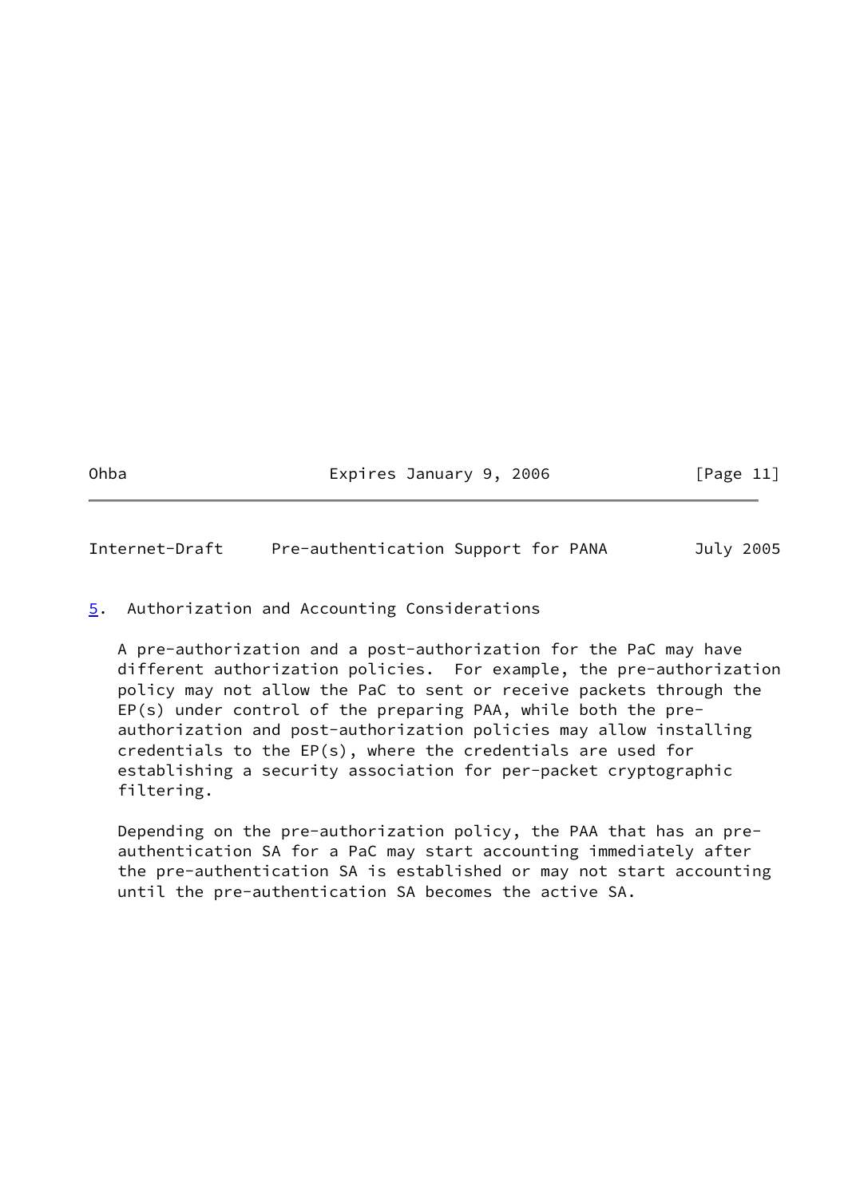## 5. Authorization and Accounting Considerations

A pre-authorization and a post-authorization for the PaC may have different authorization policies. For example, the pre-authorization policy may not allow the PaC to sent or receive packets through the EP(s) under control of the preparing PAA, while both the pre-authorization and post-authorization policies may allow installing credentials to the EP(s), where the credentials are used for establishing a security association for per-packet cryptographic filtering.

Depending on the pre-authorization policy, the PAA that has an pre-authentication SA for a PaC may start accounting immediately after the pre-authentication SA is established or may not start accounting until the pre-authentication SA becomes the active SA.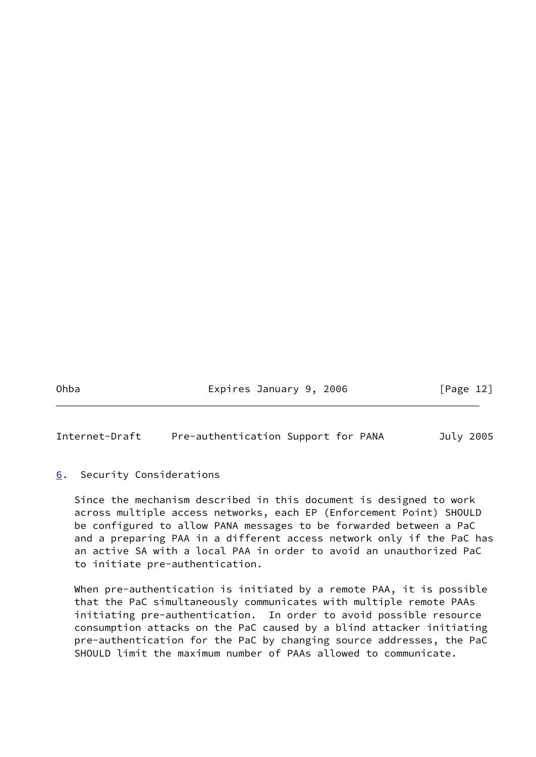## 6. Security Considerations

Since the mechanism described in this document is designed to work across multiple access networks, each EP (Enforcement Point) SHOULD be configured to allow PANA messages to be forwarded between a PaC and a preparing PAA in a different access network only if the PaC has an active SA with a local PAA in order to avoid an unauthorized PaC to initiate pre-authentication.

When pre-authentication is initiated by a remote PAA, it is possible that the PaC simultaneously communicates with multiple remote PAAs initiating pre-authentication. In order to avoid possible resource consumption attacks on the PaC caused by a blind attacker initiating pre-authentication for the PaC by changing source addresses, the PaC SHOULD limit the maximum number of PAAs allowed to communicate.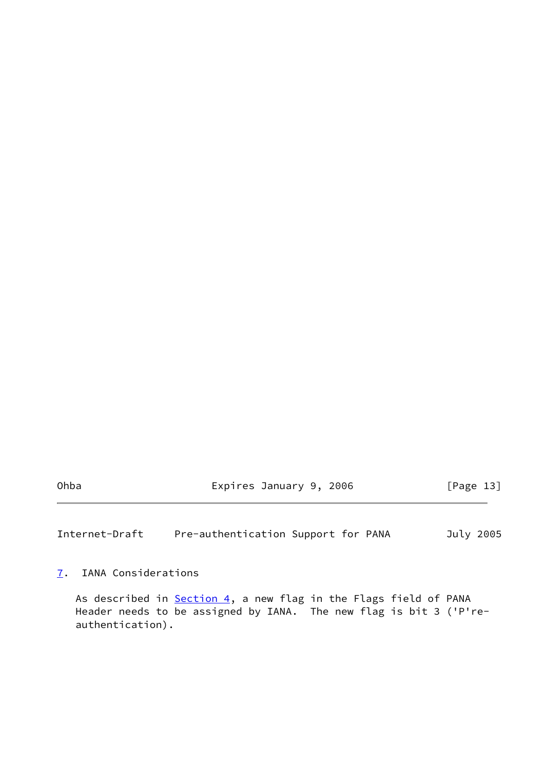## 7. IANA Considerations

As described in Section 4, a new flag in the Flags field of PANA Header needs to be assigned by IANA. The new flag is bit 3 ('P're-authentication).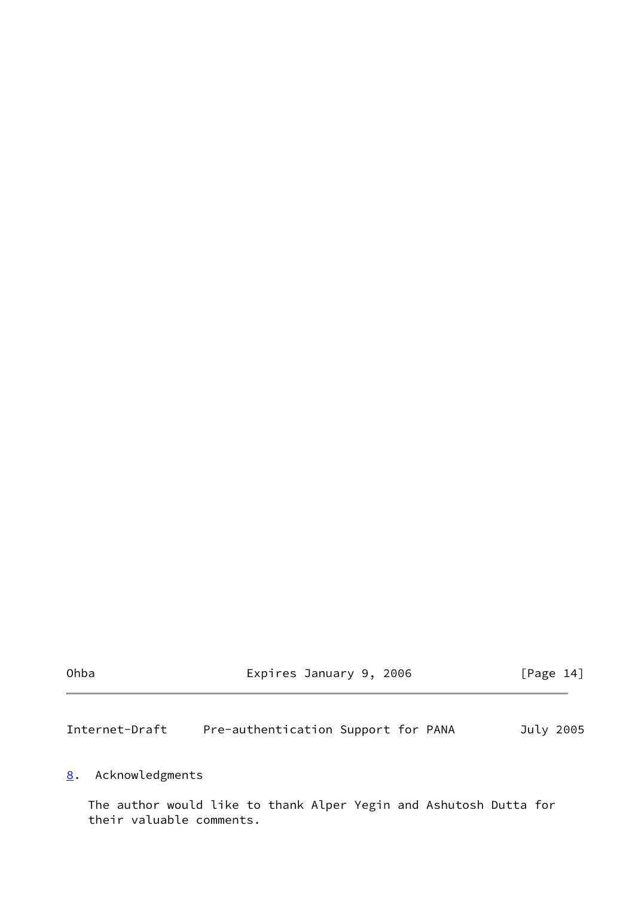## 8. Acknowledgments

The author would like to thank Alper Yegin and Ashutosh Dutta for their valuable comments.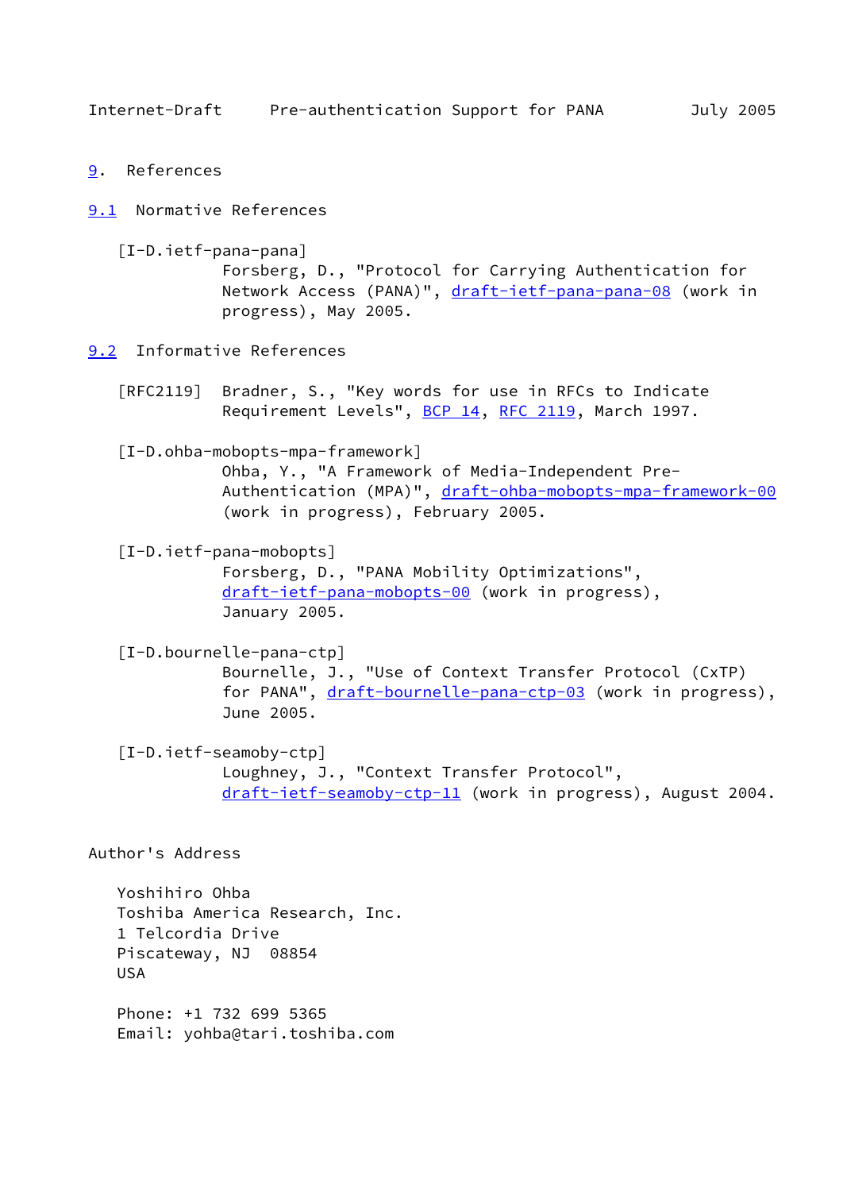## 9. References

### 9.1 Normative References

[I-D.ietf-pana-pana]
Forsberg, D., "Protocol for Carrying Authentication for Network Access (PANA)", draft-ietf-pana-pana-08 (work in progress), May 2005.

### 9.2 Informative References

[RFC2119] Bradner, S., "Key words for use in RFCs to Indicate Requirement Levels", BCP 14, RFC 2119, March 1997.

[I-D.ohba-mobopts-mpa-framework]
Ohba, Y., "A Framework of Media-Independent Pre-Authentication (MPA)", draft-ohba-mobopts-mpa-framework-00 (work in progress), February 2005.

[I-D.ietf-pana-mobopts]
Forsberg, D., "PANA Mobility Optimizations", draft-ietf-pana-mobopts-00 (work in progress), January 2005.

[I-D.bournelle-pana-ctp]
Bournelle, J., "Use of Context Transfer Protocol (CxTP) for PANA", draft-bournelle-pana-ctp-03 (work in progress), June 2005.

[I-D.ietf-seamoby-ctp]
Loughney, J., "Context Transfer Protocol", draft-ietf-seamoby-ctp-11 (work in progress), August 2004.

## Author's Address

Yoshihiro Ohba
Toshiba America Research, Inc.
1 Telcordia Drive
Piscateway, NJ 08854
USA

Phone: +1 732 699 5365
Email: yohba@tari.toshiba.com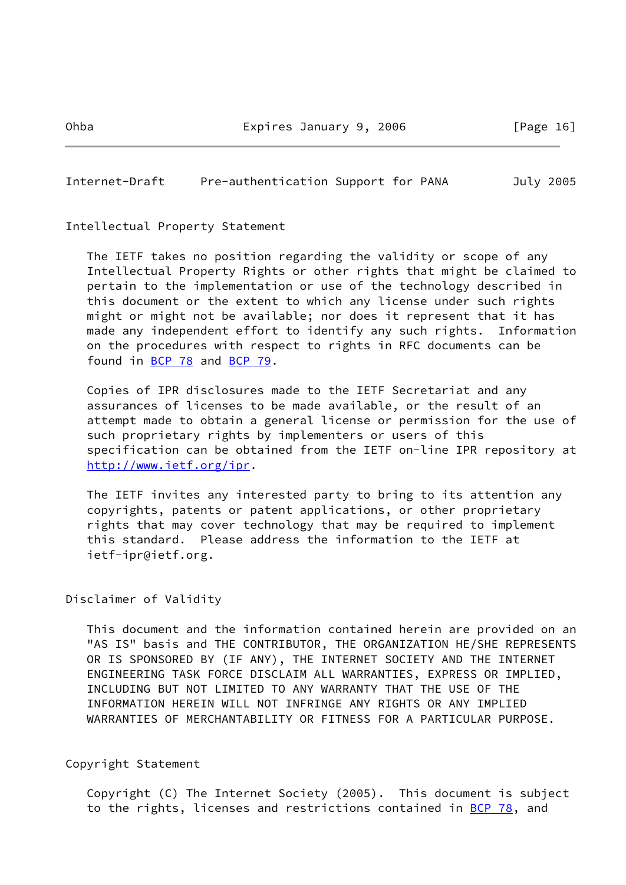## Intellectual Property Statement

The IETF takes no position regarding the validity or scope of any Intellectual Property Rights or other rights that might be claimed to pertain to the implementation or use of the technology described in this document or the extent to which any license under such rights might or might not be available; nor does it represent that it has made any independent effort to identify any such rights. Information on the procedures with respect to rights in RFC documents can be found in BCP 78 and BCP 79.

Copies of IPR disclosures made to the IETF Secretariat and any assurances of licenses to be made available, or the result of an attempt made to obtain a general license or permission for the use of such proprietary rights by implementers or users of this specification can be obtained from the IETF on-line IPR repository at http://www.ietf.org/ipr.

The IETF invites any interested party to bring to its attention any copyrights, patents or patent applications, or other proprietary rights that may cover technology that may be required to implement this standard. Please address the information to the IETF at ietf-ipr@ietf.org.

## Disclaimer of Validity

This document and the information contained herein are provided on an "AS IS" basis and THE CONTRIBUTOR, THE ORGANIZATION HE/SHE REPRESENTS OR IS SPONSORED BY (IF ANY), THE INTERNET SOCIETY AND THE INTERNET ENGINEERING TASK FORCE DISCLAIM ALL WARRANTIES, EXPRESS OR IMPLIED, INCLUDING BUT NOT LIMITED TO ANY WARRANTY THAT THE USE OF THE INFORMATION HEREIN WILL NOT INFRINGE ANY RIGHTS OR ANY IMPLIED WARRANTIES OF MERCHANTABILITY OR FITNESS FOR A PARTICULAR PURPOSE.

## Copyright Statement

Copyright (C) The Internet Society (2005). This document is subject to the rights, licenses and restrictions contained in BCP 78, and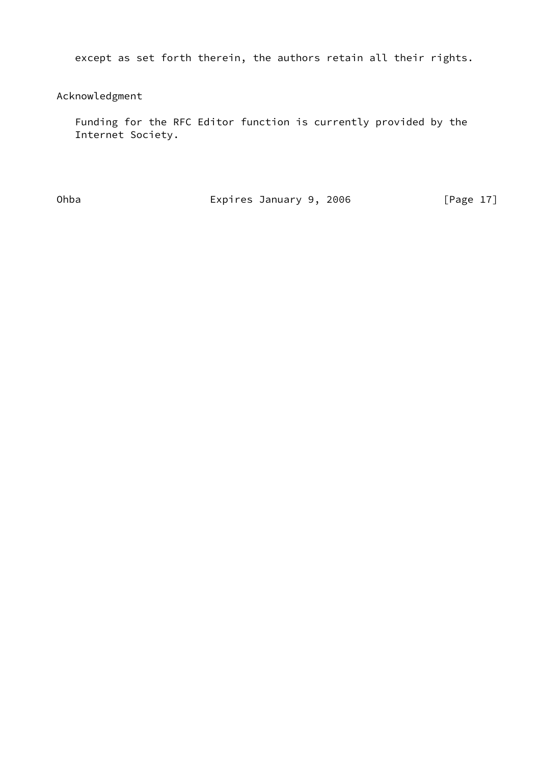except as set forth therein, the authors retain all their rights.

## Acknowledgment

Funding for the RFC Editor function is currently provided by the Internet Society.